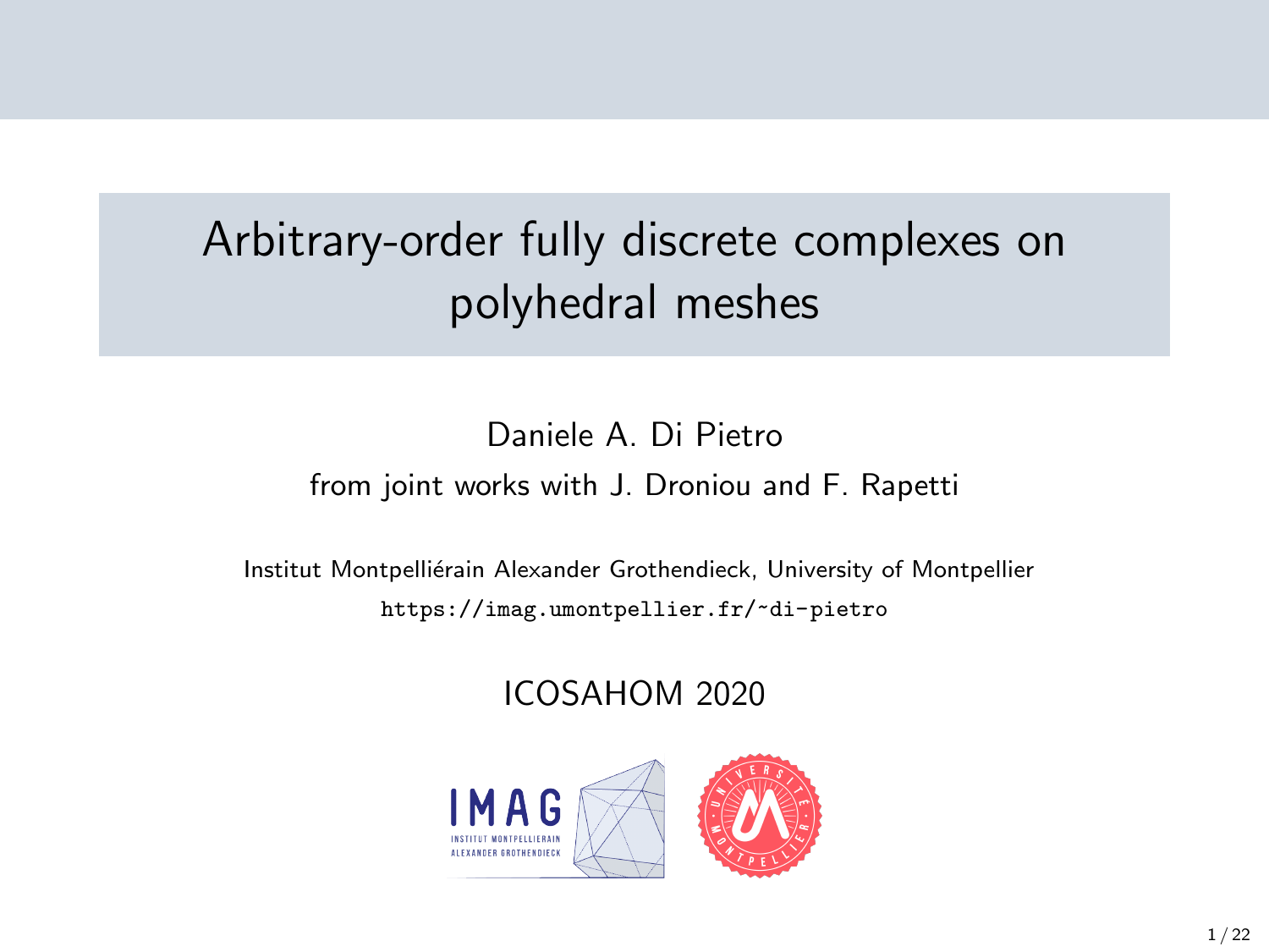# Arbitrary-order fully discrete complexes on polyhedral meshes

Daniele A. Di Pietro

from joint works with J. Droniou and F. Rapetti

Institut Montpelliérain Alexander Grothendieck, University of Montpellier

https://imag.umontpellier.fr/~di-pietro

ICOSAHOM 2020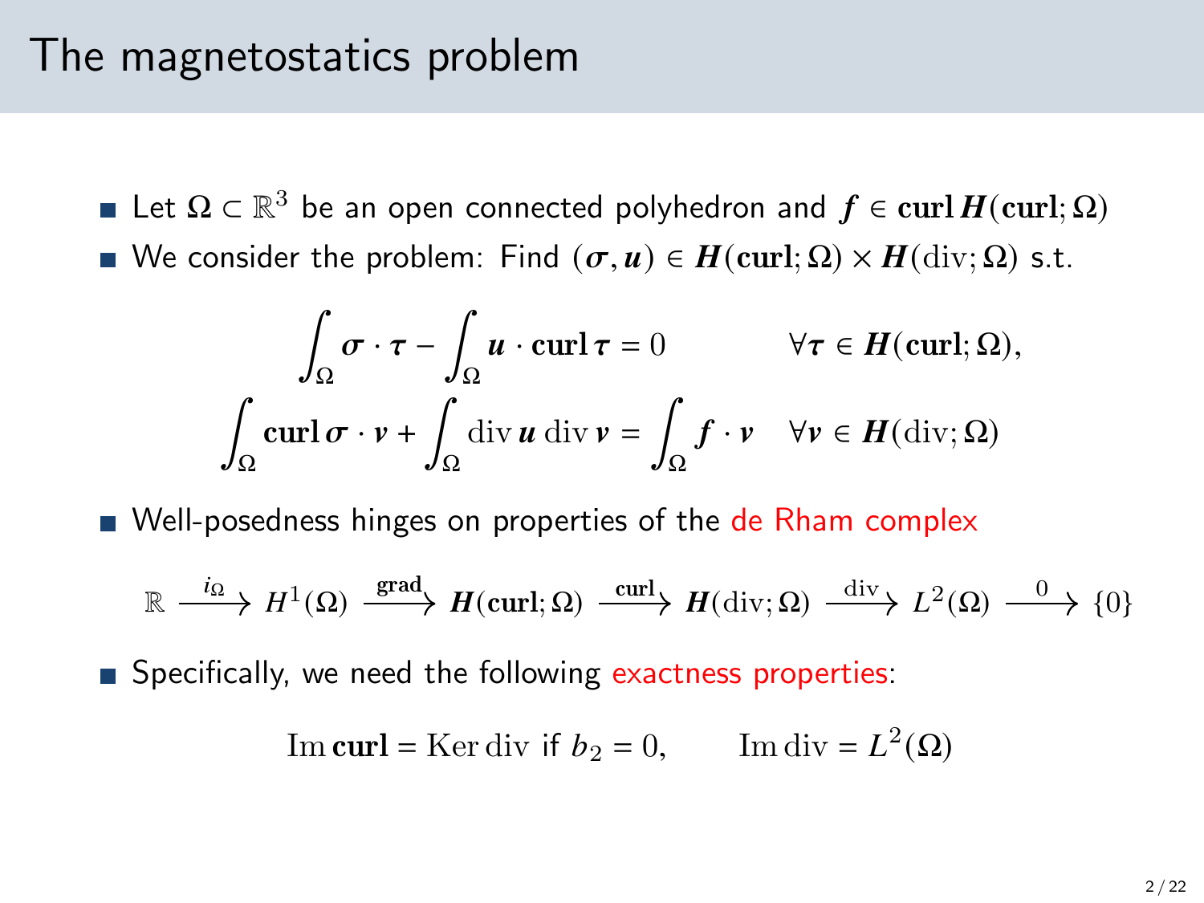# The magnetostatics problem

- Let $\Omega \subset \mathbb{R}^3$ be an open connected polyhedron and $\boldsymbol{f} \in \mathbf{curl}\, \boldsymbol{H}(\mathbf{curl}; \Omega)$
- We consider the problem: Find $(\boldsymbol{\sigma}, \boldsymbol{u}) \in \boldsymbol{H}(\mathbf{curl}; \Omega) \times \boldsymbol{H}(\mathrm{div}; \Omega)$ s.t.

$$
\begin{aligned}
\int_\Omega \boldsymbol{\sigma} \cdot \boldsymbol{\tau} - \int_\Omega \boldsymbol{u} \cdot \mathbf{curl}\, \boldsymbol{\tau} &= 0 && \forall \boldsymbol{\tau} \in \boldsymbol{H}(\mathbf{curl}; \Omega), \\
\int_\Omega \mathbf{curl}\, \boldsymbol{\sigma} \cdot \boldsymbol{v} + \int_\Omega \mathrm{div}\, \boldsymbol{u}\, \mathrm{div}\, \boldsymbol{v} &= \int_\Omega \boldsymbol{f} \cdot \boldsymbol{v} && \forall \boldsymbol{v} \in \boldsymbol{H}(\mathrm{div}; \Omega)
\end{aligned}
$$

- Well-posedness hinges on properties of the de Rham complex

$$
\mathbb{R} \xrightarrow{i_\Omega} H^1(\Omega) \xrightarrow{\mathbf{grad}} \boldsymbol{H}(\mathbf{curl}; \Omega) \xrightarrow{\mathbf{curl}} \boldsymbol{H}(\mathrm{div}; \Omega) \xrightarrow{\mathrm{div}} L^2(\Omega) \xrightarrow{0} \{0\}
$$

- Specifically, we need the following exactness properties:

$$
\mathrm{Im}\, \mathbf{curl} = \mathrm{Ker}\, \mathrm{div} \text{ if } b_2 = 0, \qquad \mathrm{Im}\, \mathrm{div} = L^2(\Omega)
$$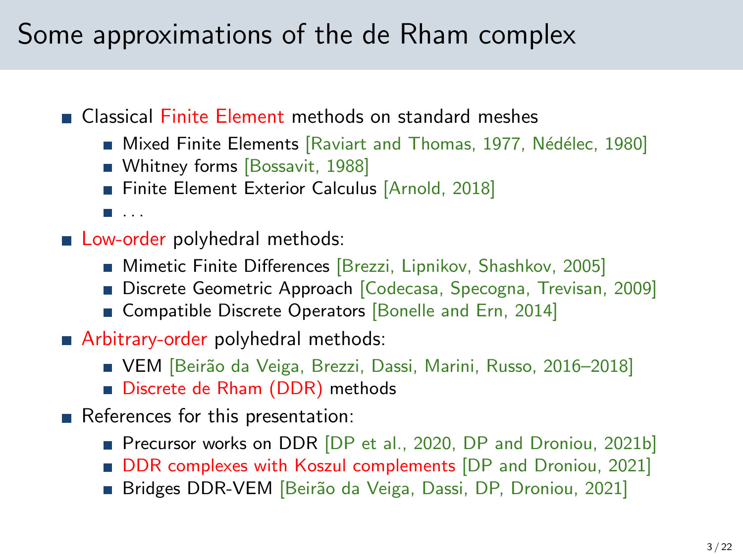# Some approximations of the de Rham complex

- Classical Finite Element methods on standard meshes
  - Mixed Finite Elements [Raviart and Thomas, 1977, Nédélec, 1980]
  - Whitney forms [Bossavit, 1988]
  - Finite Element Exterior Calculus [Arnold, 2018]
  - ...
- Low-order polyhedral methods:
  - Mimetic Finite Differences [Brezzi, Lipnikov, Shashkov, 2005]
  - Discrete Geometric Approach [Codecasa, Specogna, Trevisan, 2009]
  - Compatible Discrete Operators [Bonelle and Ern, 2014]
- Arbitrary-order polyhedral methods:
  - VEM [Beirão da Veiga, Brezzi, Dassi, Marini, Russo, 2016–2018]
  - Discrete de Rham (DDR) methods
- References for this presentation:
  - Precursor works on DDR [DP et al., 2020, DP and Droniou, 2021b]
  - DDR complexes with Koszul complements [DP and Droniou, 2021]
  - Bridges DDR-VEM [Beirão da Veiga, Dassi, DP, Droniou, 2021]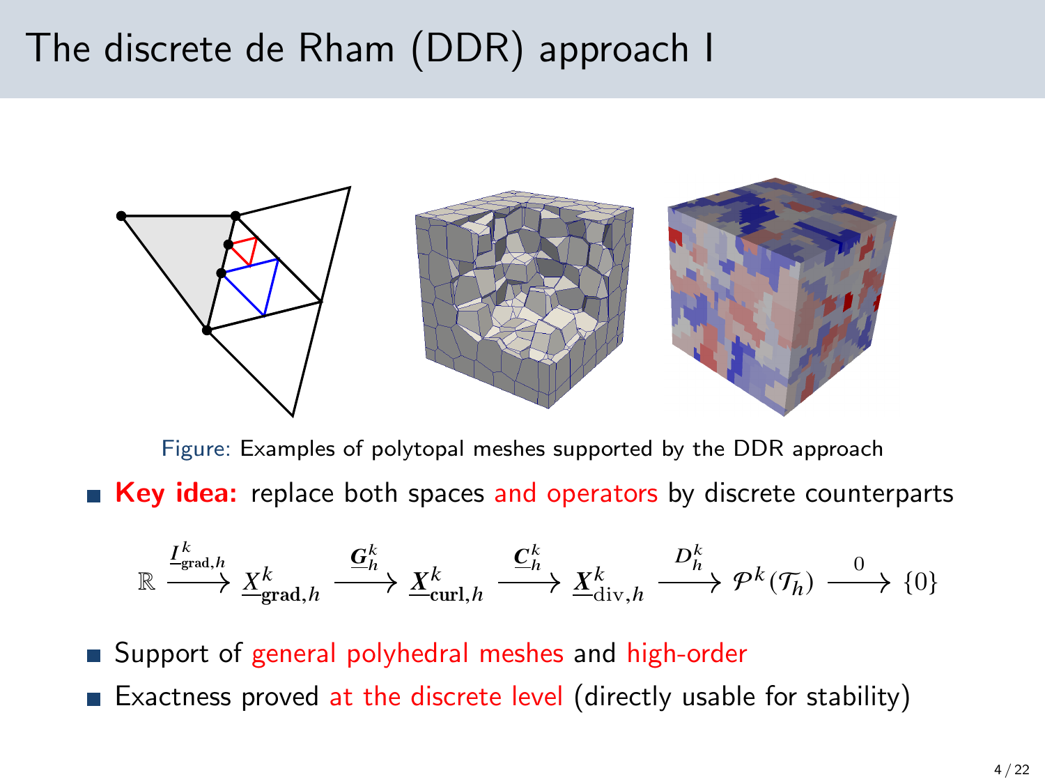# The discrete de Rham (DDR) approach I

Figure: Examples of polytopal meshes supported by the DDR approach

- **Key idea:** replace both spaces and operators by discrete counterparts

$$\mathbb{R} \xrightarrow{\underline{I}^k_{\mathrm{grad},h}} \underline{X}^k_{\mathbf{grad},h} \xrightarrow{\underline{\boldsymbol{G}}^k_h} \underline{\boldsymbol{X}}^k_{\mathbf{curl},h} \xrightarrow{\underline{\boldsymbol{C}}^k_h} \underline{\boldsymbol{X}}^k_{\mathrm{div},h} \xrightarrow{D^k_h} \mathcal{P}^k(\mathcal{T}_h) \xrightarrow{0} \{0\}$$

- Support of general polyhedral meshes and high-order
- Exactness proved at the discrete level (directly usable for stability)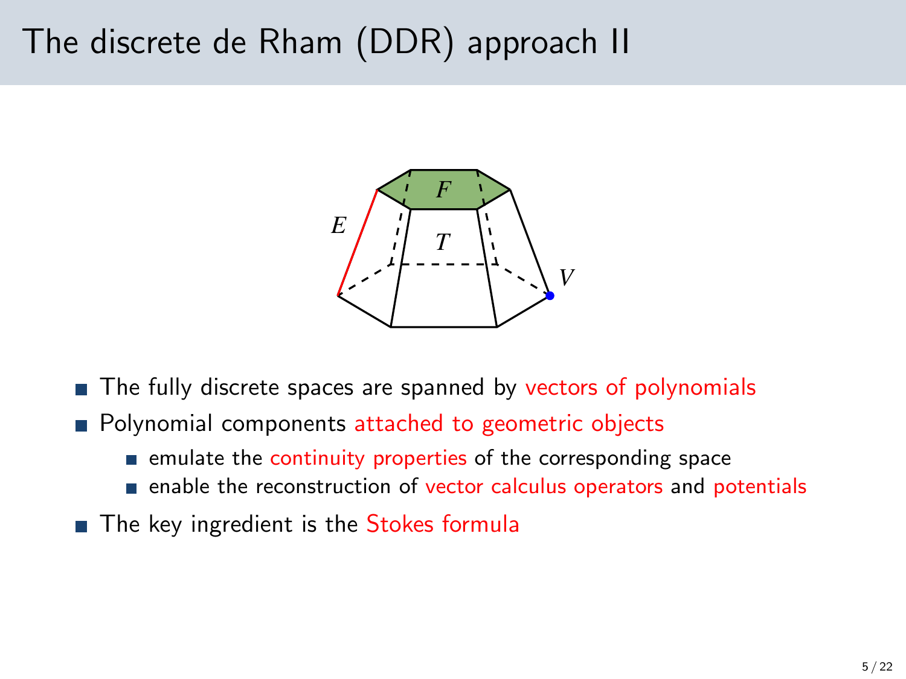# The discrete de Rham (DDR) approach II

- The fully discrete spaces are spanned by vectors of polynomials
- Polynomial components attached to geometric objects
  - emulate the continuity properties of the corresponding space
  - enable the reconstruction of vector calculus operators and potentials
- The key ingredient is the Stokes formula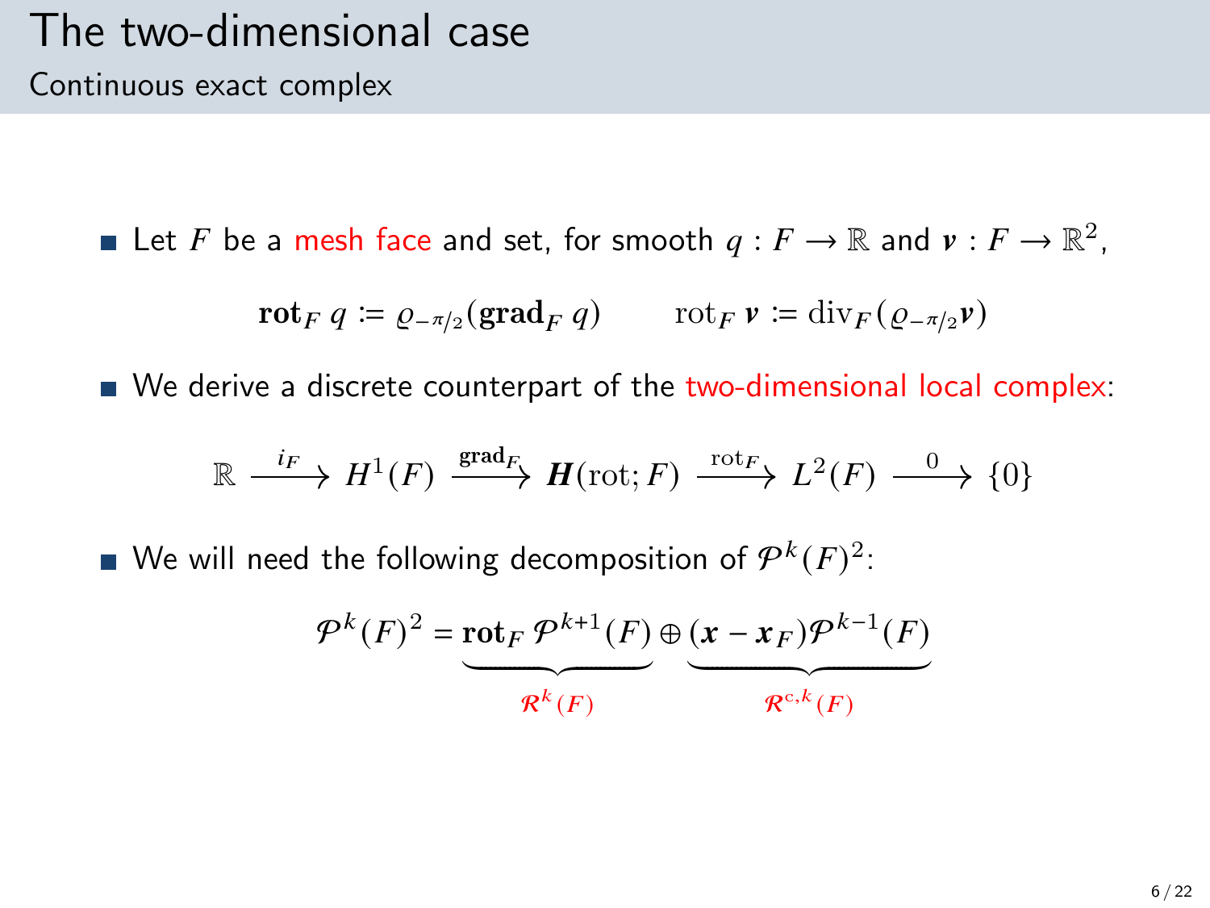# The two-dimensional case

## Continuous exact complex

- Let $F$ be a mesh face and set, for smooth $q : F \to \mathbb{R}$ and $\boldsymbol{v} : F \to \mathbb{R}^2$,

$$\mathbf{rot}_F\, q \coloneqq \varrho_{-\pi/2}(\mathbf{grad}_F\, q) \qquad \mathrm{rot}_F\, \boldsymbol{v} \coloneqq \mathrm{div}_F(\varrho_{-\pi/2}\boldsymbol{v})$$

- We derive a discrete counterpart of the two-dimensional local complex:

$$\mathbb{R} \xrightarrow{i_F} H^1(F) \xrightarrow{\mathbf{grad}_F} \boldsymbol{H}(\mathrm{rot}; F) \xrightarrow{\mathrm{rot}_F} L^2(F) \xrightarrow{0} \{0\}$$

- We will need the following decomposition of $\mathcal{P}^k(F)^2$:

$$\mathcal{P}^k(F)^2 = \underbrace{\mathbf{rot}_F\, \mathcal{P}^{k+1}(F)}_{\mathcal{R}^k(F)} \oplus \underbrace{(\boldsymbol{x} - \boldsymbol{x}_F)\mathcal{P}^{k-1}(F)}_{\mathcal{R}^{\mathrm{c},k}(F)}$$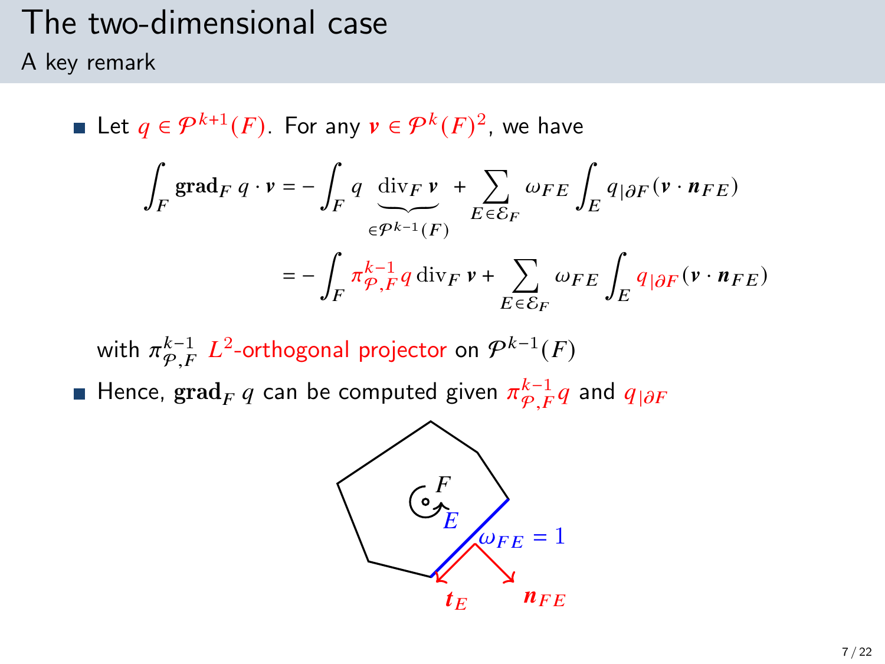# The two-dimensional case

## A key remark

- Let $q \in \mathcal{P}^{k+1}(F)$. For any $\boldsymbol{v} \in \mathcal{P}^k(F)^2$, we have

$$\int_F \mathbf{grad}_F\, q \cdot \boldsymbol{v} = -\int_F q \underbrace{\operatorname{div}_F \boldsymbol{v}}_{\in \mathcal{P}^{k-1}(F)} + \sum_{E \in \mathcal{E}_F} \omega_{FE} \int_E q_{|\partial F} (\boldsymbol{v} \cdot \boldsymbol{n}_{FE})$$

$$= -\int_F \pi_{\mathcal{P},F}^{k-1} q \operatorname{div}_F \boldsymbol{v} + \sum_{E \in \mathcal{E}_F} \omega_{FE} \int_E q_{|\partial F} (\boldsymbol{v} \cdot \boldsymbol{n}_{FE})$$

  with $\pi_{\mathcal{P},F}^{k-1}$ $L^2$-orthogonal projector on $\mathcal{P}^{k-1}(F)$

- Hence, $\mathbf{grad}_F\, q$ can be computed given $\pi_{\mathcal{P},F}^{k-1} q$ and $q_{|\partial F}$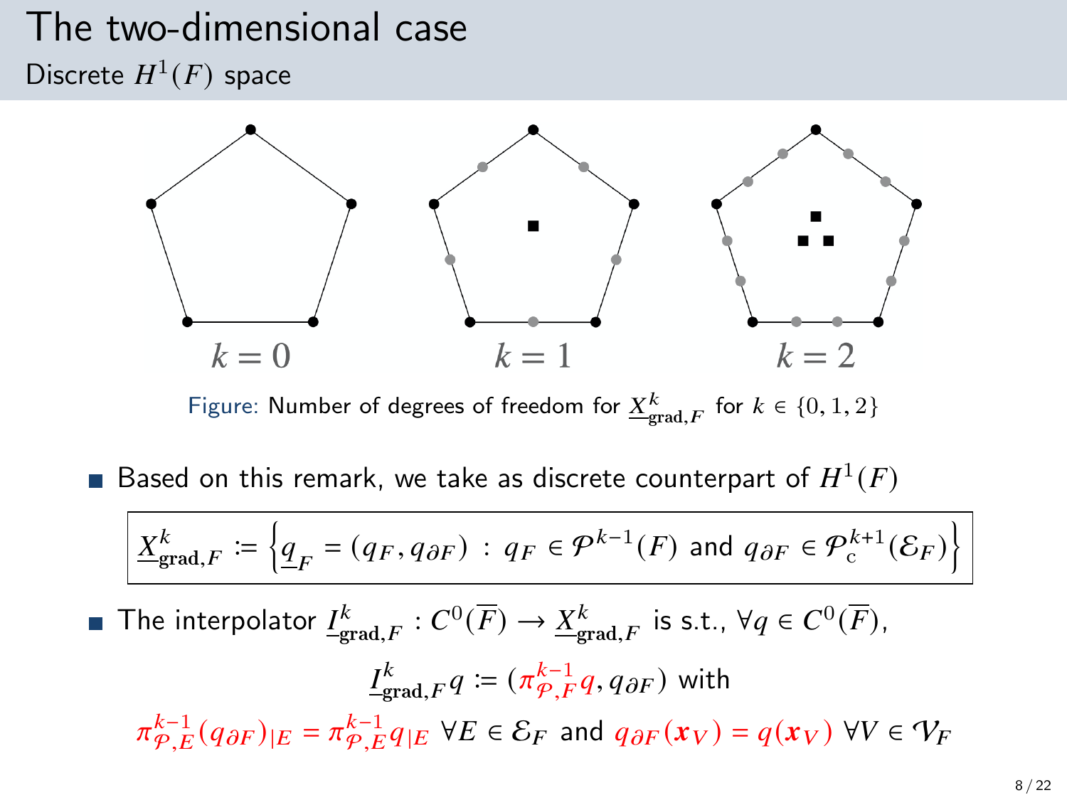# The two-dimensional case

## Discrete $H^1(F)$ space

$k = 0$ $k = 1$ $k = 2$

Figure: Number of degrees of freedom for $\underline{X}^k_{\mathbf{grad},F}$ for $k \in \{0, 1, 2\}$

- Based on this remark, we take as discrete counterpart of $H^1(F)$

$$\underline{X}^k_{\mathbf{grad},F} \coloneqq \left\{ \underline{q}_F = (q_F, q_{\partial F}) \,:\, q_F \in \mathcal{P}^{k-1}(F) \text{ and } q_{\partial F} \in \mathcal{P}^{k+1}_{\mathrm{c}}(\mathcal{E}_F) \right\}$$

- The interpolator $\underline{I}^k_{\mathbf{grad},F} : C^0(\overline{F}) \to \underline{X}^k_{\mathbf{grad},F}$ is s.t., $\forall q \in C^0(\overline{F})$,

$$\underline{I}^k_{\mathbf{grad},F} q \coloneqq (\pi^{k-1}_{\mathcal{P},F} q, q_{\partial F}) \text{ with}$$

$$\pi^{k-1}_{\mathcal{P},E} (q_{\partial F})_{|E} = \pi^{k-1}_{\mathcal{P},E} q_{|E} \ \forall E \in \mathcal{E}_F \text{ and } q_{\partial F}(\boldsymbol{x}_V) = q(\boldsymbol{x}_V) \ \forall V \in \mathcal{V}_F$$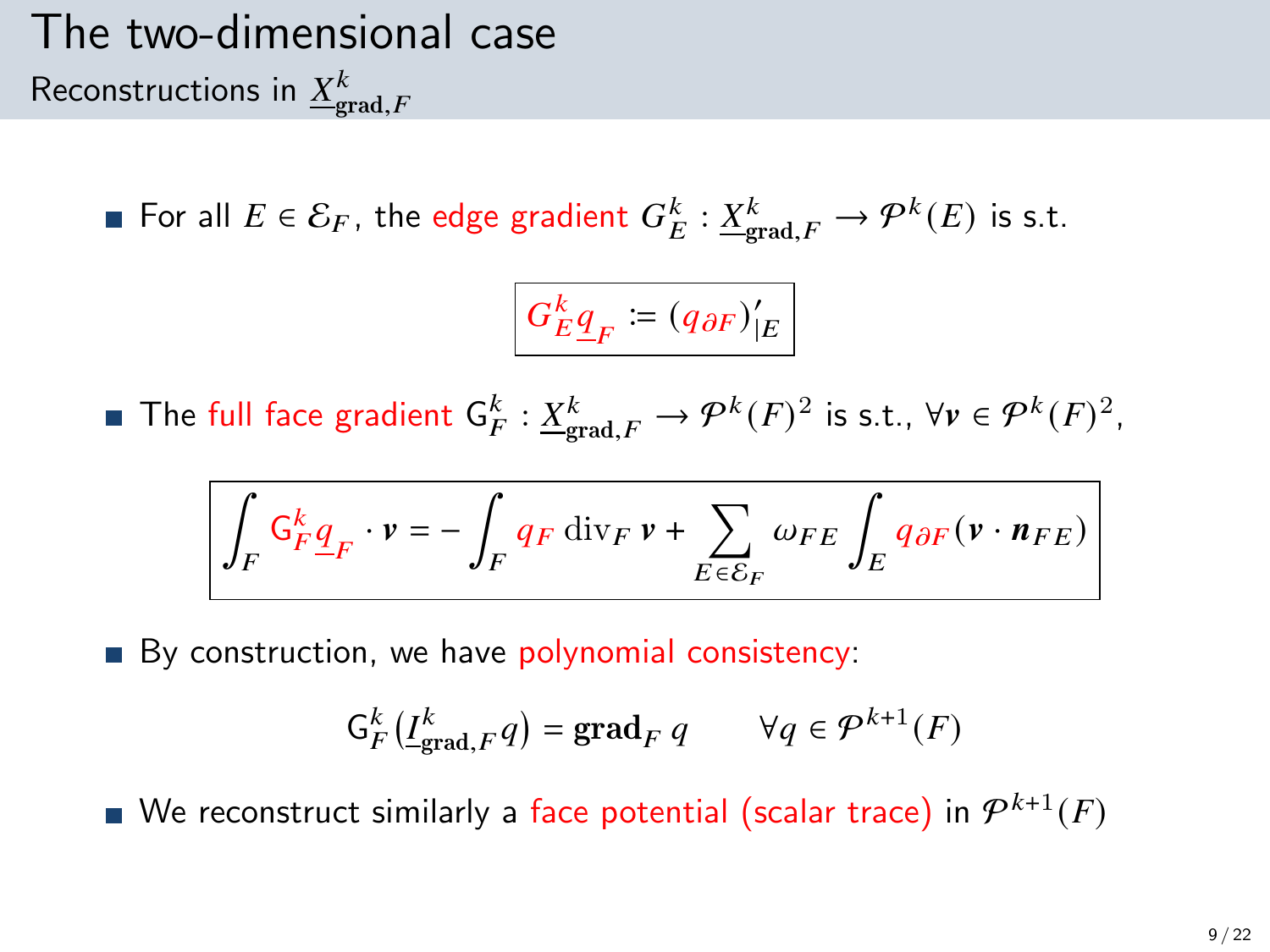# The two-dimensional case

## Reconstructions in $\underline{X}^k_{\mathbf{grad},F}$

- For all $E \in \mathcal{E}_F$, the edge gradient $G^k_E : \underline{X}^k_{\mathbf{grad},F} \to \mathcal{P}^k(E)$ is s.t.

$$\boxed{G^k_E \underline{q}_F := (q_{\partial F})'_{|E}}$$

- The full face gradient $\mathsf{G}^k_F : \underline{X}^k_{\mathbf{grad},F} \to \mathcal{P}^k(F)^2$ is s.t., $\forall \boldsymbol{v} \in \mathcal{P}^k(F)^2$,

$$\boxed{\int_F \mathsf{G}^k_F \underline{q}_F \cdot \boldsymbol{v} = -\int_F q_F \operatorname{div}_F \boldsymbol{v} + \sum_{E \in \mathcal{E}_F} \omega_{FE} \int_E q_{\partial F} (\boldsymbol{v} \cdot \boldsymbol{n}_{FE})}$$

- By construction, we have polynomial consistency:

$$\mathsf{G}^k_F \big(\underline{I}^k_{\mathbf{grad},F} q\big) = \mathbf{grad}_F\, q \qquad \forall q \in \mathcal{P}^{k+1}(F)$$

- We reconstruct similarly a face potential (scalar trace) in $\mathcal{P}^{k+1}(F)$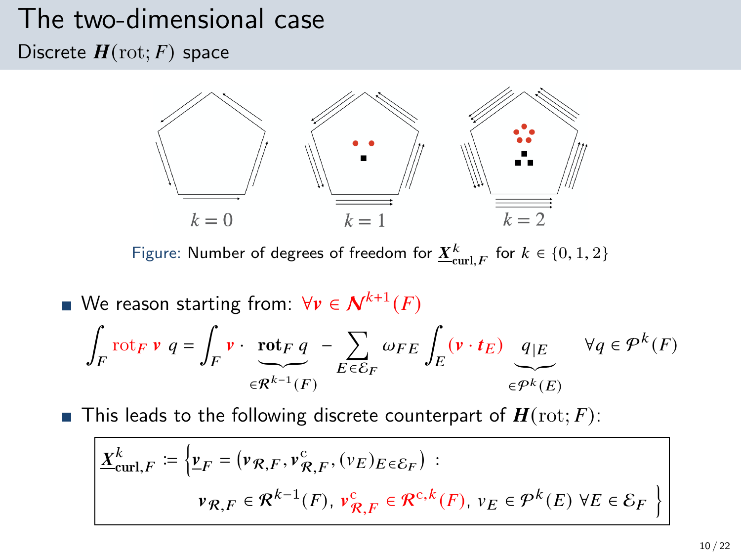# The two-dimensional case

## Discrete $\boldsymbol{H}(\mathrm{rot}; F)$ space

Figure: Number of degrees of freedom for $\underline{\boldsymbol{X}}^k_{\mathbf{curl},F}$ for $k \in \{0, 1, 2\}$

- We reason starting from: $\forall \boldsymbol{v} \in \boldsymbol{\mathcal{N}}^{k+1}(F)$

$$\int_F \mathrm{rot}_F\, \boldsymbol{v}\; q = \int_F \boldsymbol{v} \cdot \underbrace{\mathbf{rot}_F\, q}_{\in \boldsymbol{\mathcal{R}}^{k-1}(F)} - \sum_{E \in \mathcal{E}_F} \omega_{FE} \int_E (\boldsymbol{v} \cdot \boldsymbol{t}_E) \underbrace{q_{|E}}_{\in \mathcal{P}^k(E)} \quad \forall q \in \mathcal{P}^k(F)$$

- This leads to the following discrete counterpart of $\boldsymbol{H}(\mathrm{rot}; F)$:

$$\underline{\boldsymbol{X}}^k_{\mathbf{curl},F} := \Big\{ \underline{\boldsymbol{v}}_F = \big( \boldsymbol{v}_{\mathcal{R},F}, \boldsymbol{v}^{\mathrm{c}}_{\mathcal{R},F}, (v_E)_{E \in \mathcal{E}_F} \big) \ : \ \boldsymbol{v}_{\mathcal{R},F} \in \boldsymbol{\mathcal{R}}^{k-1}(F),\ \boldsymbol{v}^{\mathrm{c}}_{\mathcal{R},F} \in \boldsymbol{\mathcal{R}}^{\mathrm{c},k}(F),\ v_E \in \mathcal{P}^k(E)\ \forall E \in \mathcal{E}_F \Big\}$$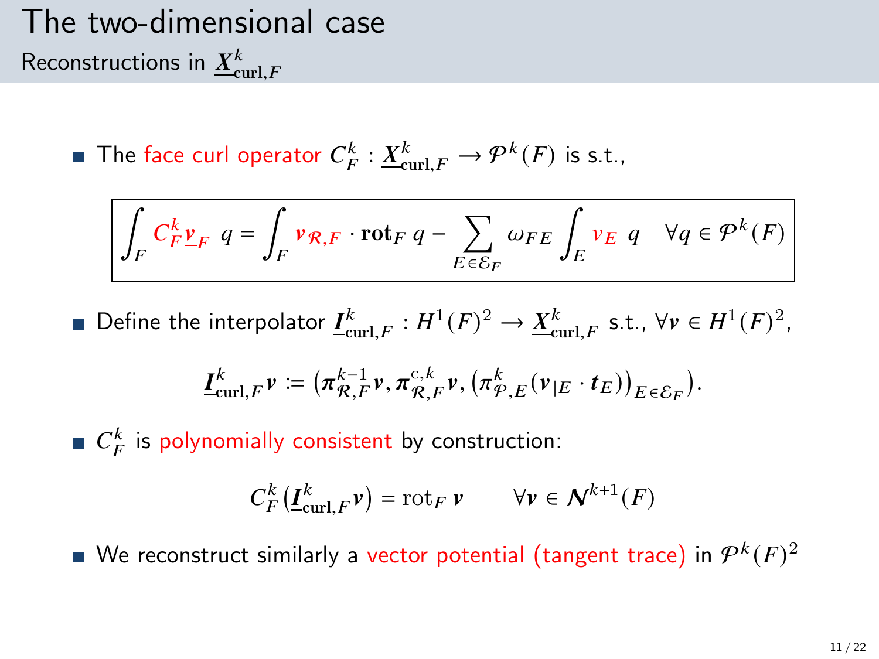# The two-dimensional case

## Reconstructions in $\underline{\boldsymbol{X}}^k_{\mathbf{curl},F}$

- The face curl operator $C^k_F : \underline{\boldsymbol{X}}^k_{\mathbf{curl},F} \to \mathcal{P}^k(F)$ is s.t.,

$$\int_F C^k_F \underline{\boldsymbol{v}}_F \; q = \int_F \boldsymbol{v}_{\mathcal{R},F} \cdot \mathbf{rot}_F \, q - \sum_{E \in \mathcal{E}_F} \omega_{FE} \int_E v_E \; q \quad \forall q \in \mathcal{P}^k(F)$$

- Define the interpolator $\underline{\boldsymbol{I}}^k_{\mathbf{curl},F} : H^1(F)^2 \to \underline{\boldsymbol{X}}^k_{\mathbf{curl},F}$ s.t., $\forall \boldsymbol{v} \in H^1(F)^2$,

$$\underline{\boldsymbol{I}}^k_{\mathbf{curl},F} \boldsymbol{v} \coloneqq \left( \boldsymbol{\pi}^{k-1}_{\mathcal{R},F} \boldsymbol{v}, \boldsymbol{\pi}^{\mathrm{c},k}_{\mathcal{R},F} \boldsymbol{v}, \left( \pi^k_{\mathcal{P},E} (\boldsymbol{v}_{|E} \cdot \boldsymbol{t}_E) \right)_{E \in \mathcal{E}_F} \right).$$

- $C^k_F$ is polynomially consistent by construction:

$$C^k_F \left( \underline{\boldsymbol{I}}^k_{\mathbf{curl},F} \boldsymbol{v} \right) = \mathrm{rot}_F \, \boldsymbol{v} \qquad \forall \boldsymbol{v} \in \boldsymbol{\mathcal{N}}^{k+1}(F)$$

- We reconstruct similarly a vector potential (tangent trace) in $\mathcal{P}^k(F)^2$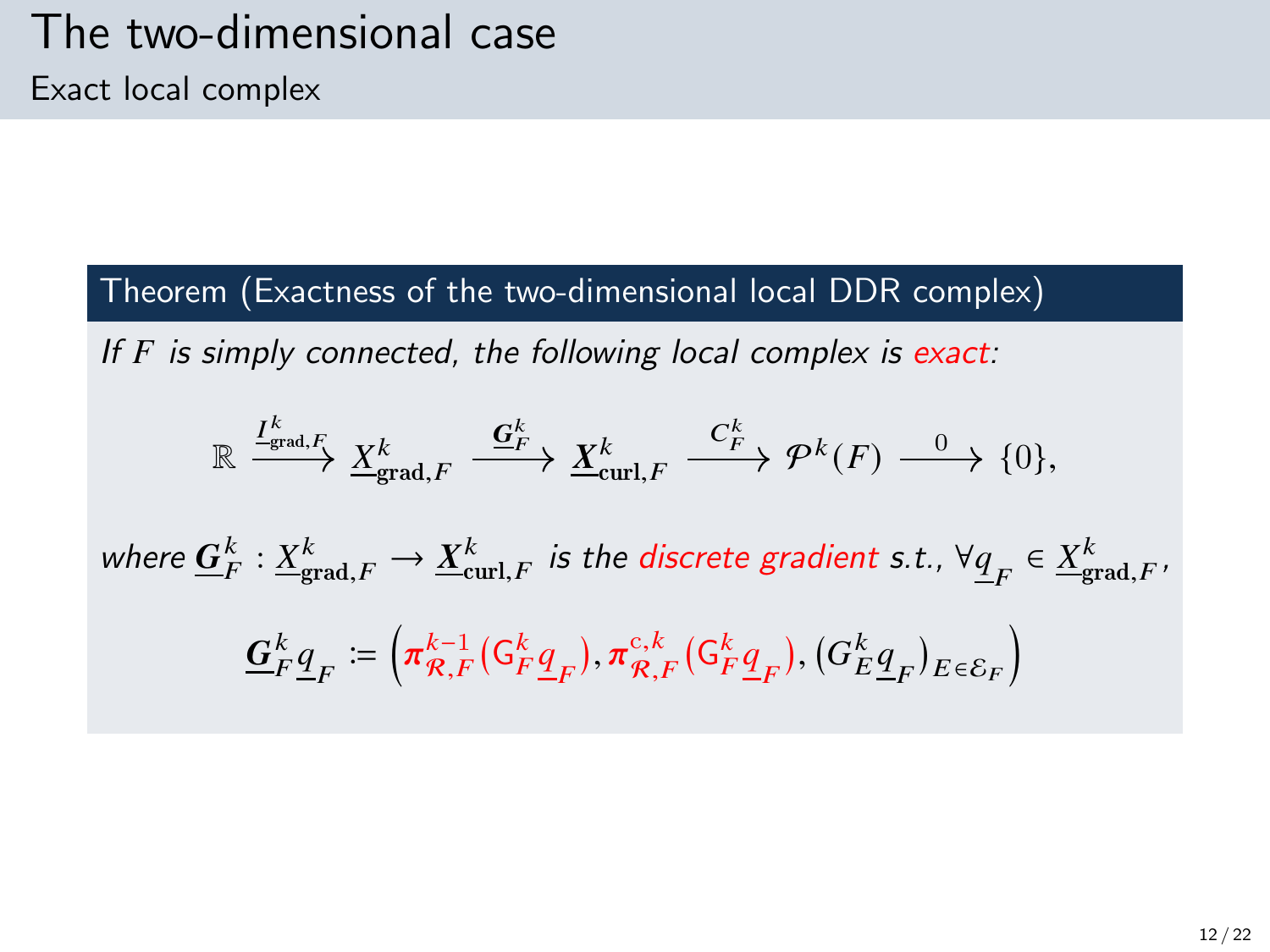# The two-dimensional case

## Exact local complex

**Theorem (Exactness of the two-dimensional local DDR complex)**

*If $F$ is simply connected, the following local complex is exact:*

$$\mathbb{R} \xrightarrow{\underline{I}^k_{\mathrm{grad},F}} \underline{X}^k_{\mathbf{grad},F} \xrightarrow{\underline{\boldsymbol{G}}^k_F} \underline{\boldsymbol{X}}^k_{\mathbf{curl},F} \xrightarrow{C^k_F} \mathcal{P}^k(F) \xrightarrow{0} \{0\},$$

*where $\underline{\boldsymbol{G}}^k_F : \underline{X}^k_{\mathbf{grad},F} \to \underline{\boldsymbol{X}}^k_{\mathbf{curl},F}$ is the discrete gradient s.t., $\forall \underline{q}_F \in \underline{X}^k_{\mathbf{grad},F}$,*

$$\underline{\boldsymbol{G}}^k_F \underline{q}_F := \left( \boldsymbol{\pi}^{k-1}_{\mathcal{R},F}(\mathsf{G}^k_F \underline{q}_F), \boldsymbol{\pi}^{\mathrm{c},k}_{\mathcal{R},F}(\mathsf{G}^k_F \underline{q}_F), (G^k_E \underline{q}_F)_{E \in \mathcal{E}_F} \right)$$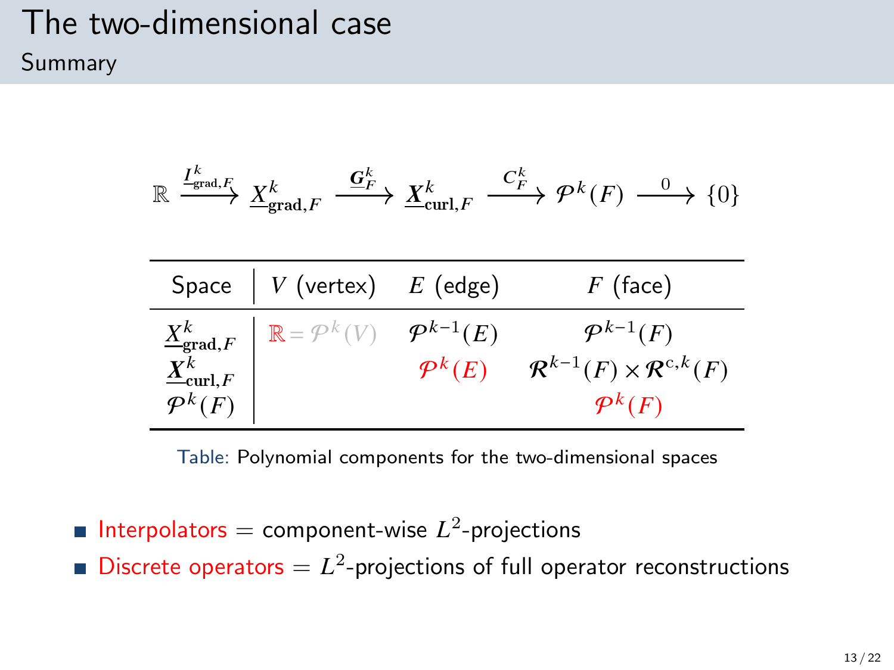# The two-dimensional case

## Summary

$$\mathbb{R} \xrightarrow{\underline{I}^k_{\mathrm{grad},F}} \underline{X}^k_{\mathbf{grad},F} \xrightarrow{\underline{\boldsymbol{G}}^k_F} \underline{\boldsymbol{X}}^k_{\mathbf{curl},F} \xrightarrow{C^k_F} \mathcal{P}^k(F) \xrightarrow{0} \{0\}$$

| Space | $V$ (vertex) | $E$ (edge) | $F$ (face) |
|---|---|---|---|
| $\underline{X}^k_{\mathbf{grad},F}$ | $\mathbb{R} = \mathcal{P}^k(V)$ | $\mathcal{P}^{k-1}(E)$ | $\mathcal{P}^{k-1}(F)$ |
| $\underline{\boldsymbol{X}}^k_{\mathbf{curl},F}$ | | $\mathcal{P}^k(E)$ | $\boldsymbol{\mathcal{R}}^{k-1}(F) \times \boldsymbol{\mathcal{R}}^{\mathrm{c},k}(F)$ |
| $\mathcal{P}^k(F)$ | | | $\mathcal{P}^k(F)$ |

Table: Polynomial components for the two-dimensional spaces

- Interpolators = component-wise $L^2$-projections
- Discrete operators = $L^2$-projections of full operator reconstructions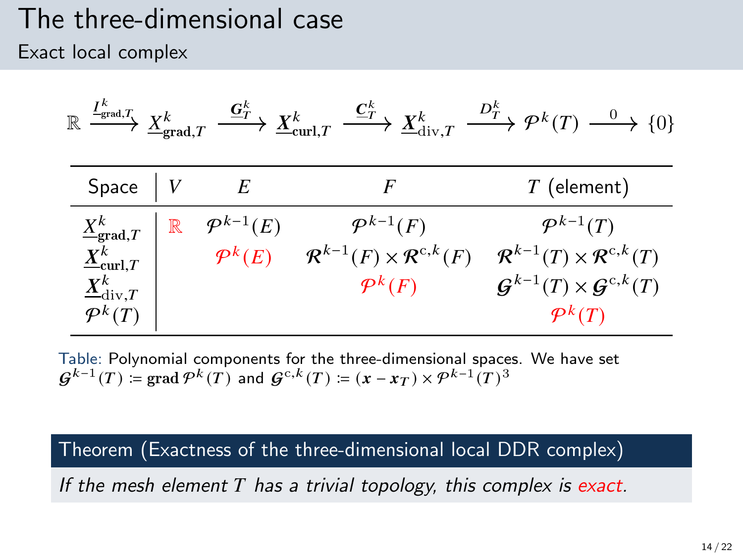# The three-dimensional case

## Exact local complex

$$\mathbb{R} \xrightarrow{\underline{I}^k_{\mathrm{grad},T}} \underline{X}^k_{\mathbf{grad},T} \xrightarrow{\underline{\boldsymbol{G}}^k_T} \underline{\boldsymbol{X}}^k_{\mathbf{curl},T} \xrightarrow{\underline{\boldsymbol{C}}^k_T} \underline{\boldsymbol{X}}^k_{\mathrm{div},T} \xrightarrow{D^k_T} \mathcal{P}^k(T) \xrightarrow{0} \{0\}$$

| Space | $V$ | $E$ | $F$ | $T$ (element) |
|---|---|---|---|---|
| $\underline{X}^k_{\mathbf{grad},T}$ | $\mathbb{R}$ | $\mathcal{P}^{k-1}(E)$ | $\mathcal{P}^{k-1}(F)$ | $\mathcal{P}^{k-1}(T)$ |
| $\underline{\boldsymbol{X}}^k_{\mathbf{curl},T}$ | | $\mathcal{P}^k(E)$ | $\boldsymbol{\mathcal{R}}^{k-1}(F) \times \boldsymbol{\mathcal{R}}^{\mathrm{c},k}(F)$ | $\boldsymbol{\mathcal{R}}^{k-1}(T) \times \boldsymbol{\mathcal{R}}^{\mathrm{c},k}(T)$ |
| $\underline{\boldsymbol{X}}^k_{\mathrm{div},T}$ | | | $\mathcal{P}^k(F)$ | $\boldsymbol{\mathcal{G}}^{k-1}(T) \times \boldsymbol{\mathcal{G}}^{\mathrm{c},k}(T)$ |
| $\mathcal{P}^k(T)$ | | | | $\mathcal{P}^k(T)$ |

Table: Polynomial components for the three-dimensional spaces. We have set $\boldsymbol{\mathcal{G}}^{k-1}(T) \coloneqq \mathbf{grad}\,\mathcal{P}^k(T)$ and $\boldsymbol{\mathcal{G}}^{\mathrm{c},k}(T) \coloneqq (\boldsymbol{x} - \boldsymbol{x}_T) \times \mathcal{P}^{k-1}(T)^3$

**Theorem (Exactness of the three-dimensional local DDR complex)**

*If the mesh element $T$ has a trivial topology, this complex is exact.*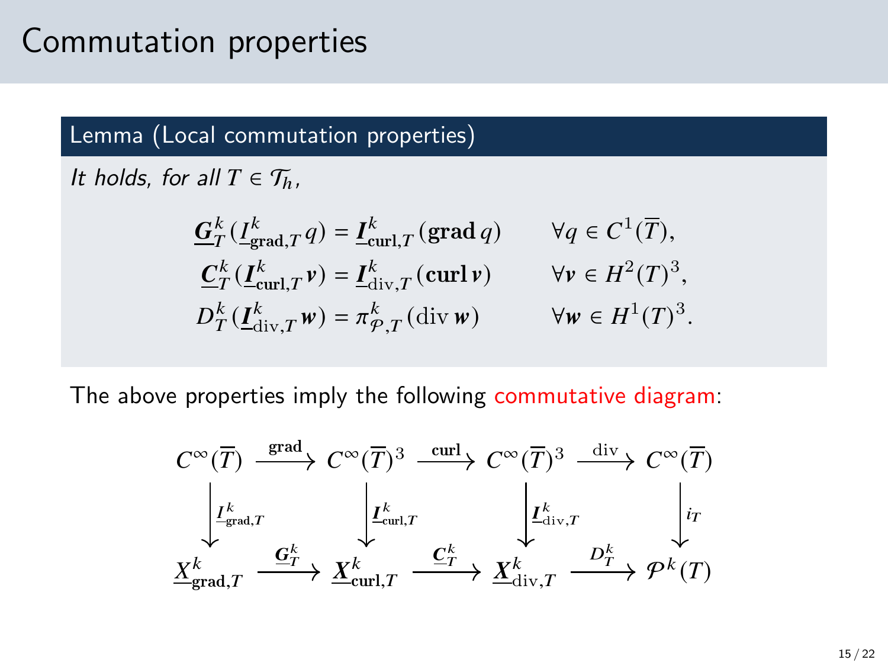# Commutation properties

**Lemma (Local commutation properties)**

*It holds, for all $T \in \mathcal{T}_h$,*

$$
\begin{aligned}
\underline{\boldsymbol{G}}_T^k(\underline{I}_{\mathbf{grad},T}^k q) &= \underline{\boldsymbol{I}}_{\mathbf{curl},T}^k(\mathbf{grad}\, q) && \forall q \in C^1(\overline{T}),\\
\underline{\boldsymbol{C}}_T^k(\underline{\boldsymbol{I}}_{\mathbf{curl},T}^k \boldsymbol{v}) &= \underline{\boldsymbol{I}}_{\mathrm{div},T}^k(\mathbf{curl}\, \boldsymbol{v}) && \forall \boldsymbol{v} \in H^2(T)^3,\\
D_T^k(\underline{\boldsymbol{I}}_{\mathrm{div},T}^k \boldsymbol{w}) &= \pi_{\mathcal{P},T}^k(\mathrm{div}\, \boldsymbol{w}) && \forall \boldsymbol{w} \in H^1(T)^3.
\end{aligned}
$$

The above properties imply the following commutative diagram:

$$
\begin{array}{ccccccc}
C^\infty(\overline{T}) & \xrightarrow{\mathbf{grad}} & C^\infty(\overline{T})^3 & \xrightarrow{\mathbf{curl}} & C^\infty(\overline{T})^3 & \xrightarrow{\mathrm{div}} & C^\infty(\overline{T})\\
\Big\downarrow \underline{I}_{\mathbf{grad},T}^k & & \Big\downarrow \underline{\boldsymbol{I}}_{\mathbf{curl},T}^k & & \Big\downarrow \underline{\boldsymbol{I}}_{\mathrm{div},T}^k & & \Big\downarrow i_T\\
\underline{X}_{\mathbf{grad},T}^k & \xrightarrow{\underline{\boldsymbol{G}}_T^k} & \underline{\boldsymbol{X}}_{\mathbf{curl},T}^k & \xrightarrow{\underline{\boldsymbol{C}}_T^k} & \underline{\boldsymbol{X}}_{\mathrm{div},T}^k & \xrightarrow{D_T^k} & \mathcal{P}^k(T)
\end{array}
$$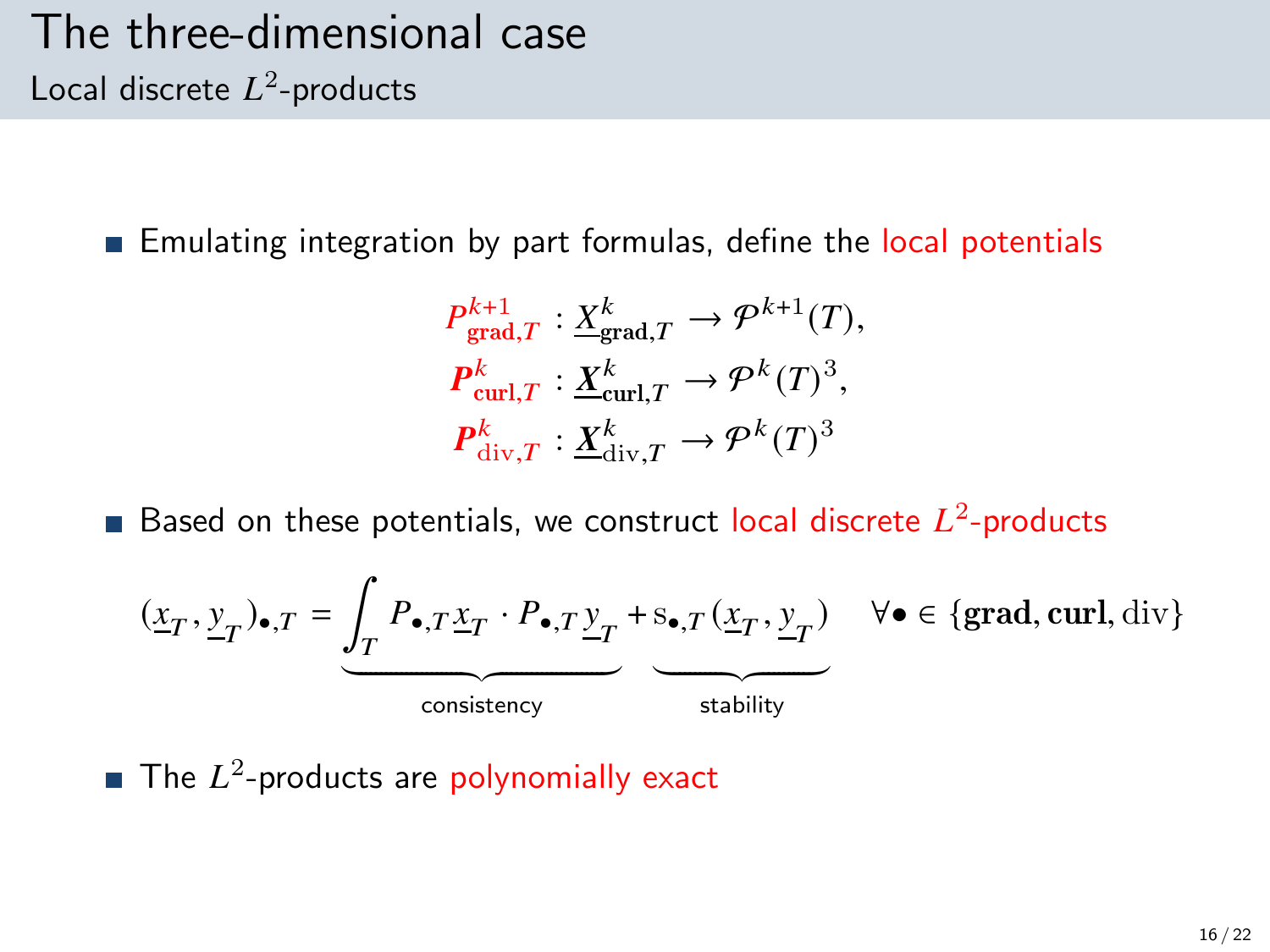# The three-dimensional case

## Local discrete $L^2$-products

- Emulating integration by part formulas, define the local potentials

$$
\begin{aligned}
P^{k+1}_{\mathrm{grad},T} &: \underline{X}^k_{\mathbf{grad},T} \to \mathcal{P}^{k+1}(T),\\
\boldsymbol{P}^{k}_{\mathbf{curl},T} &: \underline{\boldsymbol{X}}^k_{\mathbf{curl},T} \to \mathcal{P}^{k}(T)^3,\\
\boldsymbol{P}^{k}_{\mathrm{div},T} &: \underline{\boldsymbol{X}}^k_{\mathrm{div},T} \to \mathcal{P}^{k}(T)^3
\end{aligned}
$$

- Based on these potentials, we construct local discrete $L^2$-products

$$
(\underline{x}_T, \underline{y}_T)_{\bullet,T} = \underbrace{\int_T P_{\bullet,T}\underline{x}_T \cdot P_{\bullet,T}\underline{y}_T}_{\text{consistency}} + \underbrace{\mathrm{s}_{\bullet,T}(\underline{x}_T, \underline{y}_T)}_{\text{stability}} \quad \forall \bullet \in \{\mathbf{grad}, \mathbf{curl}, \mathrm{div}\}
$$

- The $L^2$-products are polynomially exact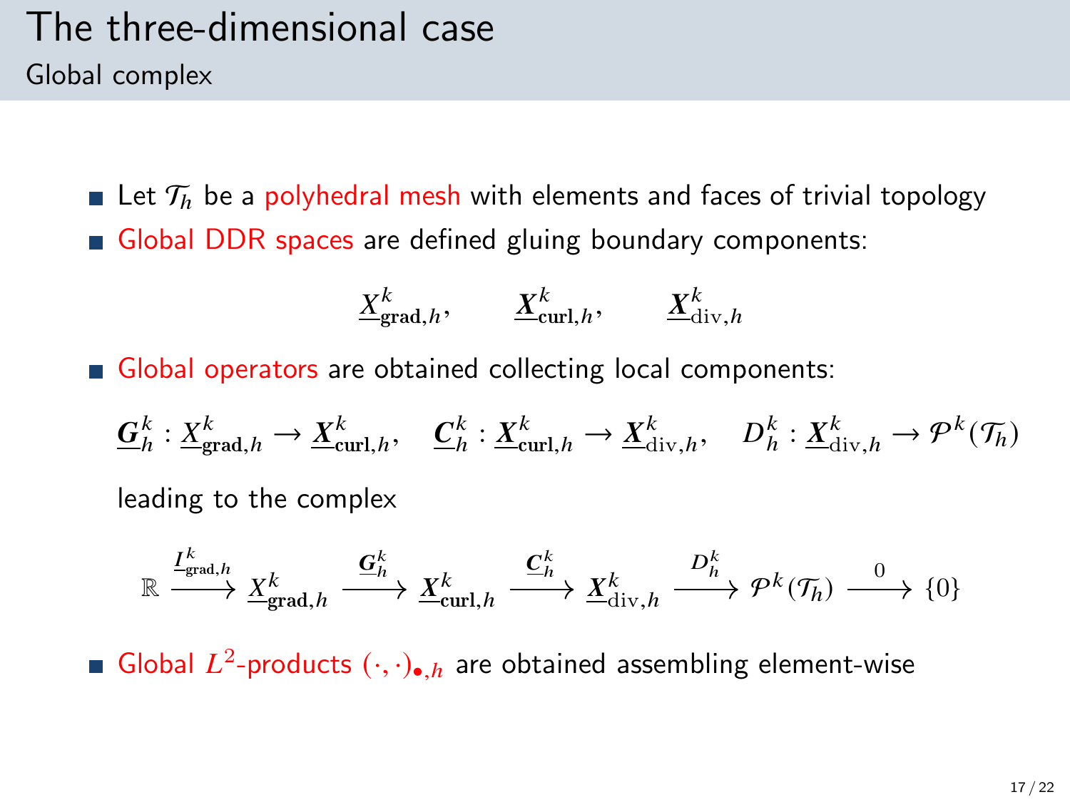# The three-dimensional case

## Global complex

- Let $\mathcal{T}_h$ be a polyhedral mesh with elements and faces of trivial topology
- Global DDR spaces are defined gluing boundary components:

$$\underline{X}_{\mathbf{grad},h}^k, \qquad \underline{\boldsymbol{X}}_{\mathbf{curl},h}^k, \qquad \underline{\boldsymbol{X}}_{\mathrm{div},h}^k$$

- Global operators are obtained collecting local components:

$$\underline{\boldsymbol{G}}_h^k : \underline{X}_{\mathbf{grad},h}^k \to \underline{\boldsymbol{X}}_{\mathbf{curl},h}^k, \quad \underline{\boldsymbol{C}}_h^k : \underline{\boldsymbol{X}}_{\mathbf{curl},h}^k \to \underline{\boldsymbol{X}}_{\mathrm{div},h}^k, \quad D_h^k : \underline{\boldsymbol{X}}_{\mathrm{div},h}^k \to \mathcal{P}^k(\mathcal{T}_h)$$

  leading to the complex

$$\mathbb{R} \xrightarrow{\underline{I}_{\mathbf{grad},h}^k} \underline{X}_{\mathbf{grad},h}^k \xrightarrow{\underline{\boldsymbol{G}}_h^k} \underline{\boldsymbol{X}}_{\mathbf{curl},h}^k \xrightarrow{\underline{\boldsymbol{C}}_h^k} \underline{\boldsymbol{X}}_{\mathrm{div},h}^k \xrightarrow{D_h^k} \mathcal{P}^k(\mathcal{T}_h) \xrightarrow{0} \{0\}$$

- Global $L^2$-products $(\cdot,\cdot)_{\bullet,h}$ are obtained assembling element-wise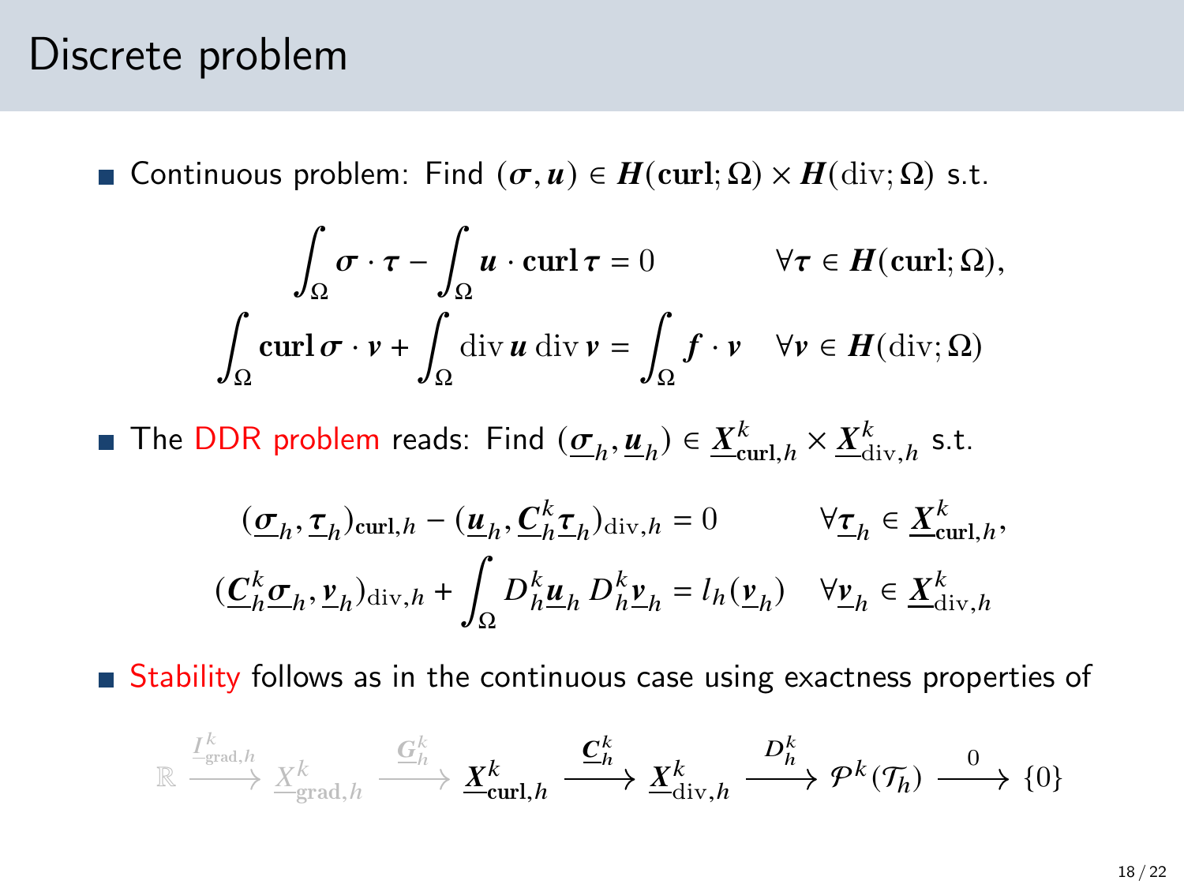# Discrete problem

- Continuous problem: Find $(\boldsymbol{\sigma}, \boldsymbol{u}) \in \boldsymbol{H}(\mathbf{curl};\Omega) \times \boldsymbol{H}(\mathrm{div};\Omega)$ s.t.

$$
\begin{aligned}
\int_\Omega \boldsymbol{\sigma} \cdot \boldsymbol{\tau} - \int_\Omega \boldsymbol{u} \cdot \mathbf{curl}\,\boldsymbol{\tau} &= 0 && \forall \boldsymbol{\tau} \in \boldsymbol{H}(\mathbf{curl};\Omega),\\
\int_\Omega \mathbf{curl}\,\boldsymbol{\sigma} \cdot \boldsymbol{v} + \int_\Omega \mathrm{div}\,\boldsymbol{u}\,\mathrm{div}\,\boldsymbol{v} &= \int_\Omega \boldsymbol{f} \cdot \boldsymbol{v} && \forall \boldsymbol{v} \in \boldsymbol{H}(\mathrm{div};\Omega)
\end{aligned}
$$

- The DDR problem reads: Find $(\underline{\boldsymbol{\sigma}}_h, \underline{\boldsymbol{u}}_h) \in \underline{\boldsymbol{X}}^k_{\mathbf{curl},h} \times \underline{\boldsymbol{X}}^k_{\mathrm{div},h}$ s.t.

$$
\begin{aligned}
(\underline{\boldsymbol{\sigma}}_h, \underline{\boldsymbol{\tau}}_h)_{\mathbf{curl},h} - (\underline{\boldsymbol{u}}_h, \underline{\boldsymbol{C}}^k_h \underline{\boldsymbol{\tau}}_h)_{\mathrm{div},h} &= 0 && \forall \underline{\boldsymbol{\tau}}_h \in \underline{\boldsymbol{X}}^k_{\mathbf{curl},h},\\
(\underline{\boldsymbol{C}}^k_h \underline{\boldsymbol{\sigma}}_h, \underline{\boldsymbol{v}}_h)_{\mathrm{div},h} + \int_\Omega D^k_h \underline{\boldsymbol{u}}_h\, D^k_h \underline{\boldsymbol{v}}_h &= l_h(\underline{\boldsymbol{v}}_h) && \forall \underline{\boldsymbol{v}}_h \in \underline{\boldsymbol{X}}^k_{\mathrm{div},h}
\end{aligned}
$$

- Stability follows as in the continuous case using exactness properties of

$$
\mathbb{R} \xrightarrow{\underline{I}^k_{\mathrm{grad},h}} \underline{X}^k_{\mathrm{grad},h} \xrightarrow{\underline{\boldsymbol{G}}^k_h} \underline{\boldsymbol{X}}^k_{\mathbf{curl},h} \xrightarrow{\underline{\boldsymbol{C}}^k_h} \underline{\boldsymbol{X}}^k_{\mathrm{div},h} \xrightarrow{D^k_h} \mathcal{P}^k(\mathcal{T}_h) \xrightarrow{0} \{0\}
$$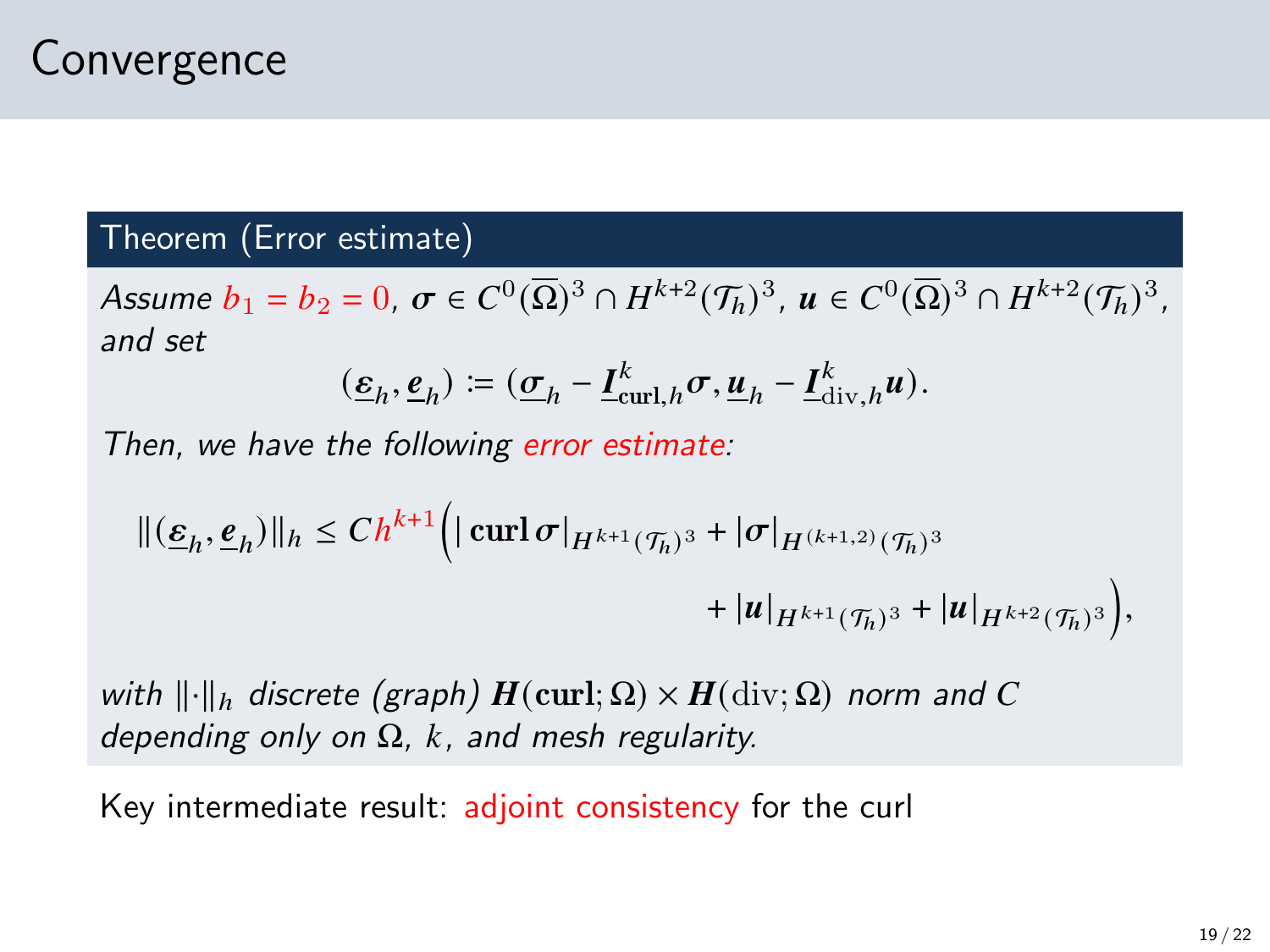# Convergence

**Theorem (Error estimate)**

*Assume* $b_1 = b_2 = 0$*,* $\boldsymbol{\sigma} \in C^0(\overline{\Omega})^3 \cap H^{k+2}(\mathcal{T}_h)^3$*,* $\boldsymbol{u} \in C^0(\overline{\Omega})^3 \cap H^{k+2}(\mathcal{T}_h)^3$*, and set*

$$(\underline{\boldsymbol{\varepsilon}}_h, \underline{\boldsymbol{e}}_h) := (\underline{\boldsymbol{\sigma}}_h - \underline{\boldsymbol{I}}^k_{\mathbf{curl},h}\boldsymbol{\sigma}, \underline{\boldsymbol{u}}_h - \underline{\boldsymbol{I}}^k_{\mathrm{div},h}\boldsymbol{u}).$$

*Then, we have the following error estimate:*

$$\|(\underline{\boldsymbol{\varepsilon}}_h, \underline{\boldsymbol{e}}_h)\|_h \leq C h^{k+1}\Big(|\,\mathbf{curl}\,\boldsymbol{\sigma}|_{H^{k+1}(\mathcal{T}_h)^3} + |\boldsymbol{\sigma}|_{H^{(k+1,2)}(\mathcal{T}_h)^3} + |\boldsymbol{u}|_{H^{k+1}(\mathcal{T}_h)^3} + |\boldsymbol{u}|_{H^{k+2}(\mathcal{T}_h)^3}\Big),$$

*with* $\|\cdot\|_h$ *discrete (graph)* $\boldsymbol{H}(\mathbf{curl};\Omega) \times \boldsymbol{H}(\mathrm{div};\Omega)$ *norm and* $C$ *depending only on* $\Omega$*,* $k$*, and mesh regularity.*

Key intermediate result: adjoint consistency for the curl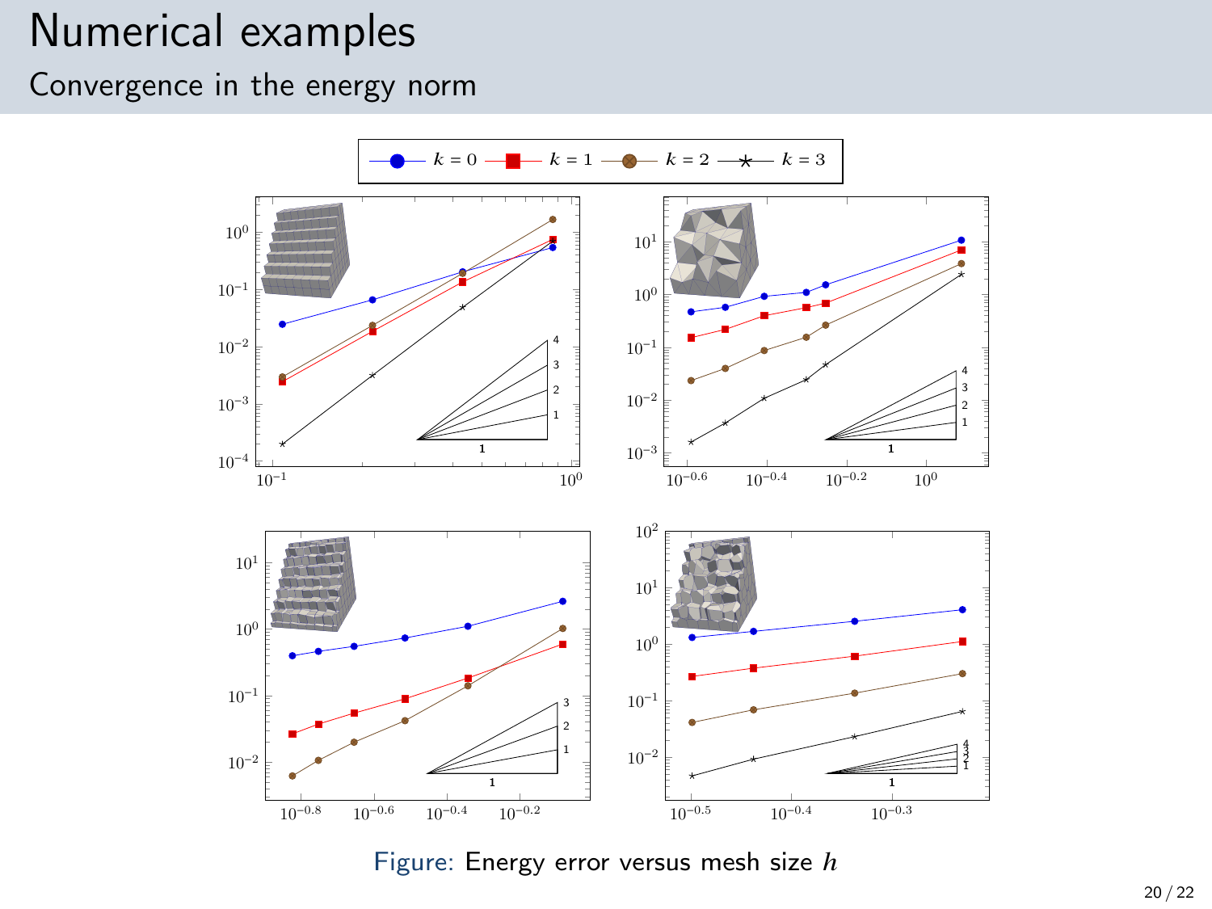# Numerical examples

## Convergence in the energy norm

Figure: Energy error versus mesh size $h$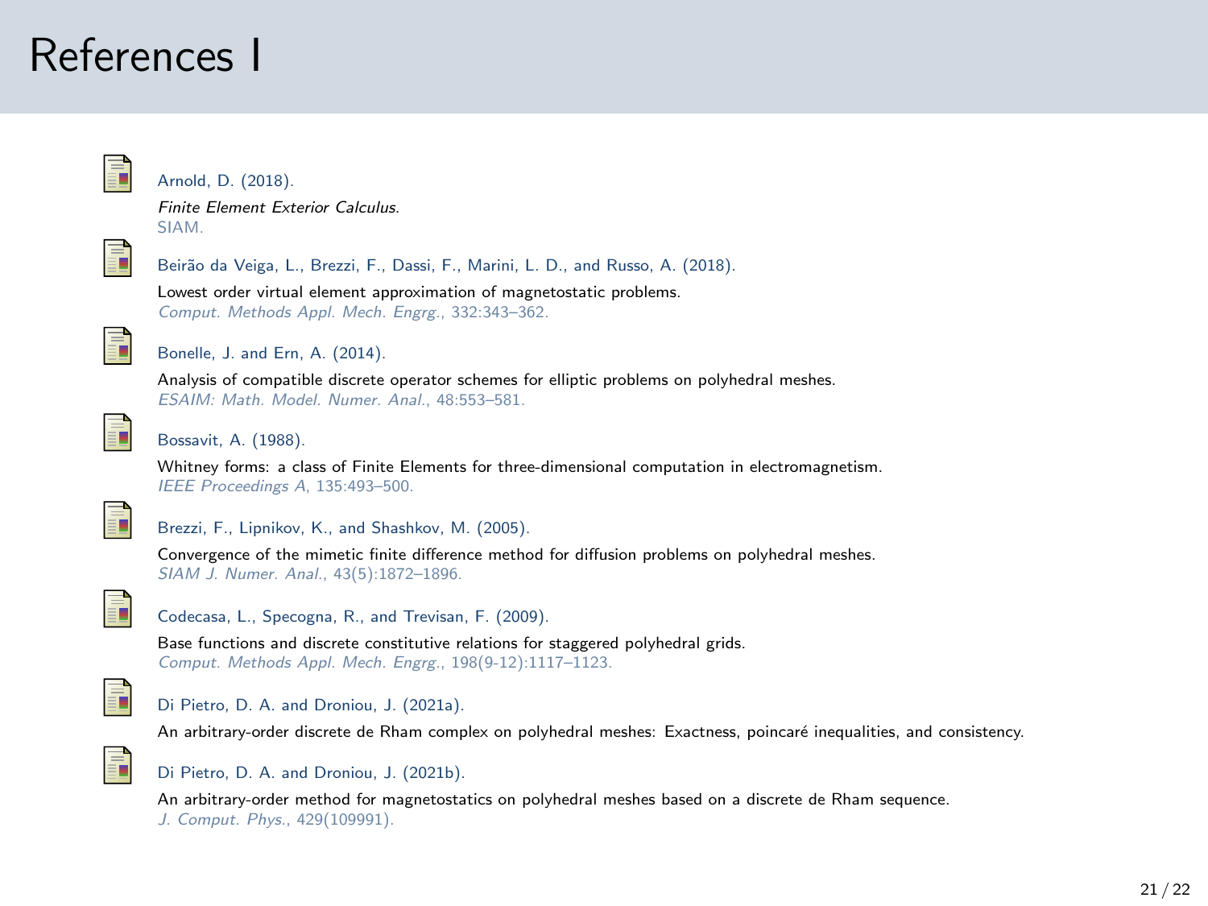# References I

Arnold, D. (2018).
*Finite Element Exterior Calculus.*
SIAM.

Beirão da Veiga, L., Brezzi, F., Dassi, F., Marini, L. D., and Russo, A. (2018).
Lowest order virtual element approximation of magnetostatic problems.
*Comput. Methods Appl. Mech. Engrg.*, 332:343–362.

Bonelle, J. and Ern, A. (2014).
Analysis of compatible discrete operator schemes for elliptic problems on polyhedral meshes.
*ESAIM: Math. Model. Numer. Anal.*, 48:553–581.

Bossavit, A. (1988).
Whitney forms: a class of Finite Elements for three-dimensional computation in electromagnetism.
*IEEE Proceedings A*, 135:493–500.

Brezzi, F., Lipnikov, K., and Shashkov, M. (2005).
Convergence of the mimetic finite difference method for diffusion problems on polyhedral meshes.
*SIAM J. Numer. Anal.*, 43(5):1872–1896.

Codecasa, L., Specogna, R., and Trevisan, F. (2009).
Base functions and discrete constitutive relations for staggered polyhedral grids.
*Comput. Methods Appl. Mech. Engrg.*, 198(9-12):1117–1123.

Di Pietro, D. A. and Droniou, J. (2021a).
An arbitrary-order discrete de Rham complex on polyhedral meshes: Exactness, poincaré inequalities, and consistency.

Di Pietro, D. A. and Droniou, J. (2021b).
An arbitrary-order method for magnetostatics on polyhedral meshes based on a discrete de Rham sequence.
*J. Comput. Phys.*, 429(109991).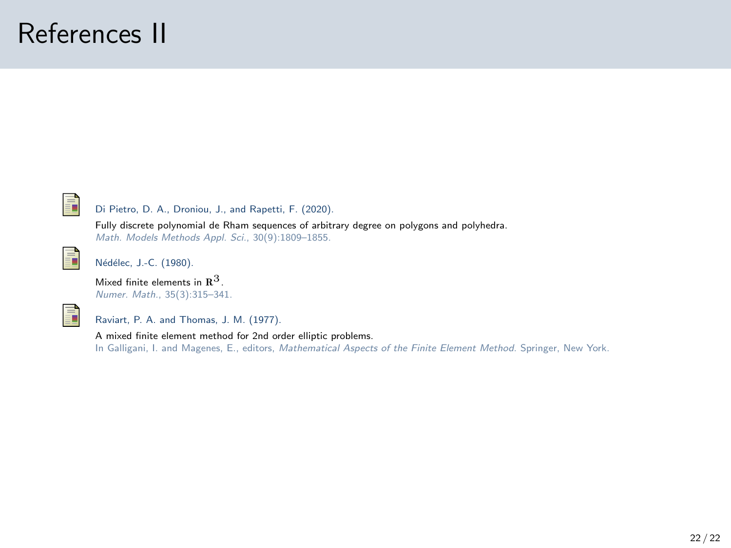# References II

Di Pietro, D. A., Droniou, J., and Rapetti, F. (2020).

Fully discrete polynomial de Rham sequences of arbitrary degree on polygons and polyhedra.
*Math. Models Methods Appl. Sci.*, 30(9):1809–1855.

Nédélec, J.-C. (1980).

Mixed finite elements in $\mathbf{R}^3$.
*Numer. Math.*, 35(3):315–341.

Raviart, P. A. and Thomas, J. M. (1977).

A mixed finite element method for 2nd order elliptic problems.
In Galligani, I. and Magenes, E., editors, *Mathematical Aspects of the Finite Element Method*. Springer, New York.